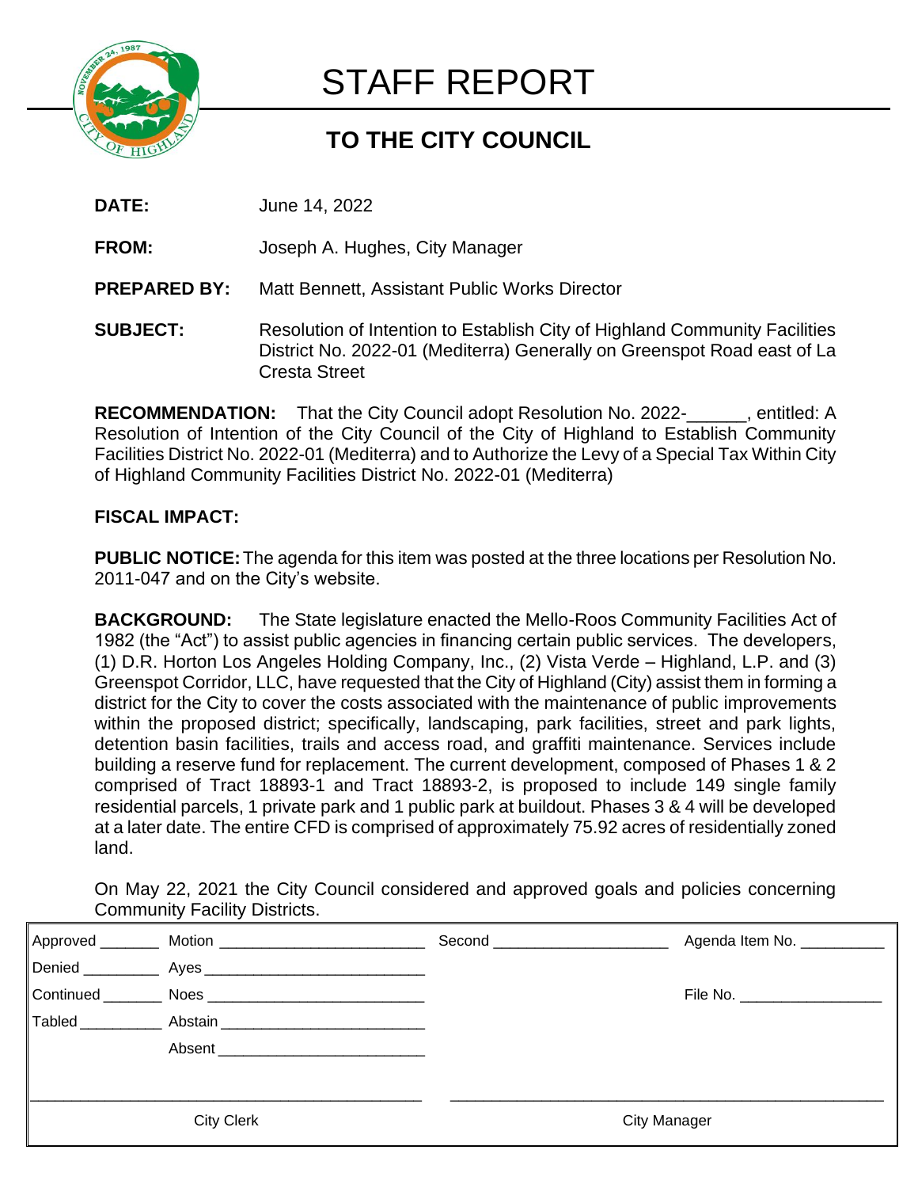# STAFF REPORT

## TO THE CITY COUNCIL

**DATE:** June 14, 2022

**FROM:** Joseph A. Hughes, City Manager

**PREPARED BY:** Matt Bennett, Assistant Public Works Director

**SUBJECT:** Resolution of Intention to Establish City of Highland Community Facilities District No. 2022-01 (Mediterra) Generally on Greenspot Road east of La Cresta Street

**RECOMMENDATION:** That the City Council adopt Resolution No. 2022-______, entitled: A Resolution of Intention of the City Council of the City of Highland to Establish Community Facilities District No. 2022-01 (Mediterra) and to Authorize the Levy of a Special Tax Within City of Highland Community Facilities District No. 2022-01 (Mediterra)

**FISCAL IMPACT:**

**PUBLIC NOTICE:** The agenda for this item was posted at the three locations per Resolution No. 2011-047 and on the City's website.

**BACKGROUND:** The State legislature enacted the Mello-Roos Community Facilities Act of 1982 (the "Act") to assist public agencies in financing certain public services. The developers, (1) D.R. Horton Los Angeles Holding Company, Inc., (2) Vista Verde – Highland, L.P. and (3) Greenspot Corridor, LLC, have requested that the City of Highland (City) assist them in forming a district for the City to cover the costs associated with the maintenance of public improvements within the proposed district; specifically, landscaping, park facilities, street and park lights, detention basin facilities, trails and access road, and graffiti maintenance. Services include building a reserve fund for replacement. The current development, composed of Phases 1 & 2 comprised of Tract 18893-1 and Tract 18893-2, is proposed to include 149 single family residential parcels, 1 private park and 1 public park at buildout. Phases 3 & 4 will be developed at a later date. The entire CFD is comprised of approximately 75.92 acres of residentially zoned land.

On May 22, 2021 the City Council considered and approved goals and policies concerning Community Facility Districts.

| | | | |
|---|---|---|---|
| Approved _______ | Motion ________________________ | Second ____________________ | Agenda Item No. __________ |
| Denied _________ | Ayes __________________________ | | |
| Continued _______ | Noes __________________________ | | File No. ________________ |
| Tabled __________ | Abstain ________________________ | | |
| | Absent ________________________ | | |
| City Clerk | | City Manager | |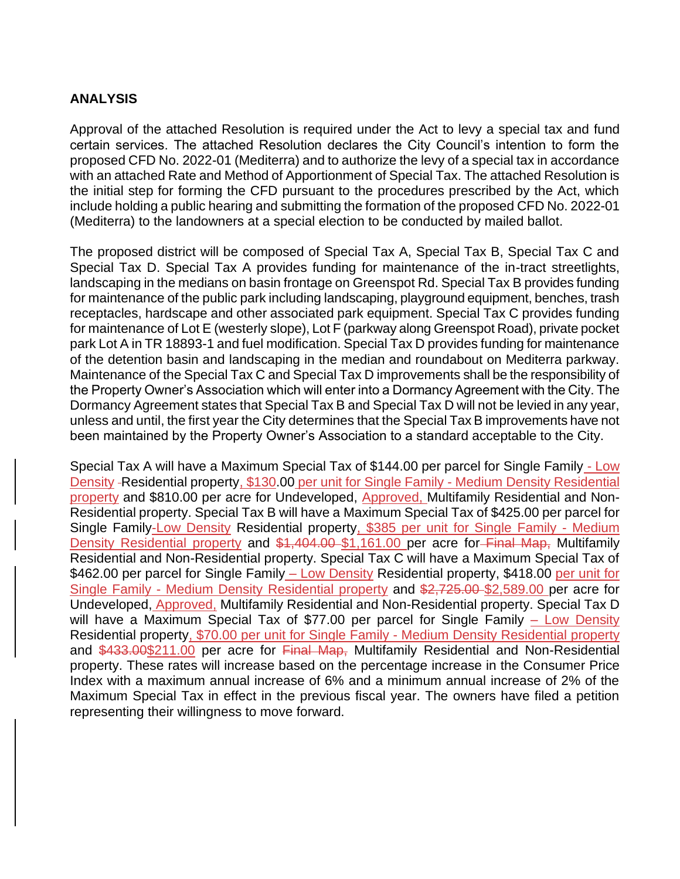## ANALYSIS

Approval of the attached Resolution is required under the Act to levy a special tax and fund certain services. The attached Resolution declares the City Council's intention to form the proposed CFD No. 2022-01 (Mediterra) and to authorize the levy of a special tax in accordance with an attached Rate and Method of Apportionment of Special Tax. The attached Resolution is the initial step for forming the CFD pursuant to the procedures prescribed by the Act, which include holding a public hearing and submitting the formation of the proposed CFD No. 2022-01 (Mediterra) to the landowners at a special election to be conducted by mailed ballot.

The proposed district will be composed of Special Tax A, Special Tax B, Special Tax C and Special Tax D. Special Tax A provides funding for maintenance of the in-tract streetlights, landscaping in the medians on basin frontage on Greenspot Rd. Special Tax B provides funding for maintenance of the public park including landscaping, playground equipment, benches, trash receptacles, hardscape and other associated park equipment. Special Tax C provides funding for maintenance of Lot E (westerly slope), Lot F (parkway along Greenspot Road), private pocket park Lot A in TR 18893-1 and fuel modification. Special Tax D provides funding for maintenance of the detention basin and landscaping in the median and roundabout on Mediterra parkway. Maintenance of the Special Tax C and Special Tax D improvements shall be the responsibility of the Property Owner's Association which will enter into a Dormancy Agreement with the City. The Dormancy Agreement states that Special Tax B and Special Tax D will not be levied in any year, unless and until, the first year the City determines that the Special Tax B improvements have not been maintained by the Property Owner's Association to a standard acceptable to the City.

Special Tax A will have a Maximum Special Tax of $144.00 per parcel for Single Family - Low Density ~~-~~Residential property, $130.00 per unit for Single Family - Medium Density Residential property and $810.00 per acre for Undeveloped, Approved, Multifamily Residential and Non-Residential property. Special Tax B will have a Maximum Special Tax of $425.00 per parcel for Single Family-Low Density Residential property, $385 per unit for Single Family - Medium Density Residential property and ~~$1,404.00~~ $1,161.00 per acre for ~~Final Map,~~ Multifamily Residential and Non-Residential property. Special Tax C will have a Maximum Special Tax of $462.00 per parcel for Single Family – Low Density Residential property, $418.00 per unit for Single Family - Medium Density Residential property and ~~$2,725.00~~ $2,589.00 per acre for Undeveloped, Approved, Multifamily Residential and Non-Residential property. Special Tax D will have a Maximum Special Tax of $77.00 per parcel for Single Family – Low Density Residential property, $70.00 per unit for Single Family - Medium Density Residential property and ~~$433.00~~$211.00 per acre for ~~Final Map,~~ Multifamily Residential and Non-Residential property. These rates will increase based on the percentage increase in the Consumer Price Index with a maximum annual increase of 6% and a minimum annual increase of 2% of the Maximum Special Tax in effect in the previous fiscal year. The owners have filed a petition representing their willingness to move forward.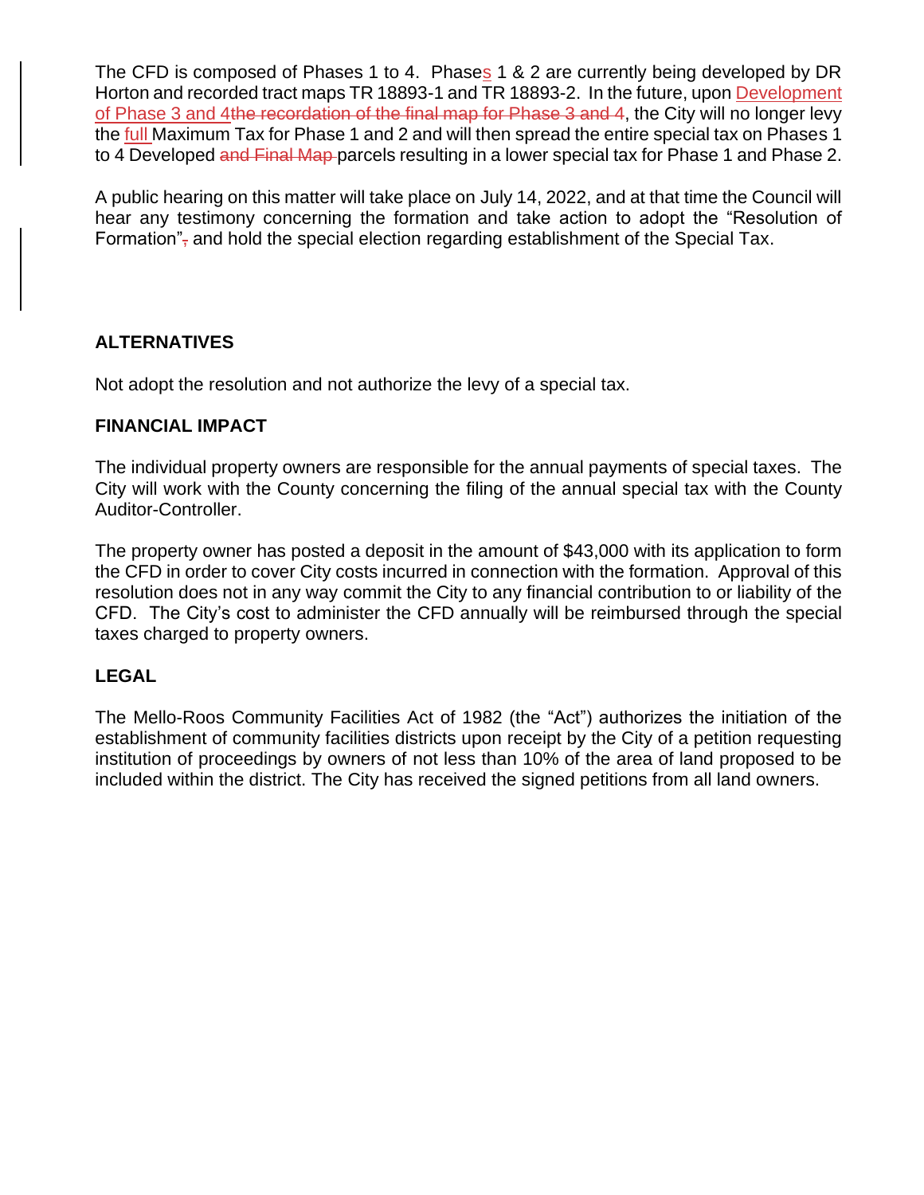The CFD is composed of Phases 1 to 4. Phases 1 & 2 are currently being developed by DR Horton and recorded tract maps TR 18893-1 and TR 18893-2. In the future, upon Development of Phase 3 and 4~~the recordation of the final map for Phase 3 and 4~~, the City will no longer levy the full Maximum Tax for Phase 1 and 2 and will then spread the entire special tax on Phases 1 to 4 Developed ~~and Final Map~~ parcels resulting in a lower special tax for Phase 1 and Phase 2.

A public hearing on this matter will take place on July 14, 2022, and at that time the Council will hear any testimony concerning the formation and take action to adopt the "Resolution of Formation"~~,~~ and hold the special election regarding establishment of the Special Tax.

**ALTERNATIVES**

Not adopt the resolution and not authorize the levy of a special tax.

**FINANCIAL IMPACT**

The individual property owners are responsible for the annual payments of special taxes. The City will work with the County concerning the filing of the annual special tax with the County Auditor-Controller.

The property owner has posted a deposit in the amount of $43,000 with its application to form the CFD in order to cover City costs incurred in connection with the formation. Approval of this resolution does not in any way commit the City to any financial contribution to or liability of the CFD. The City's cost to administer the CFD annually will be reimbursed through the special taxes charged to property owners.

**LEGAL**

The Mello-Roos Community Facilities Act of 1982 (the "Act") authorizes the initiation of the establishment of community facilities districts upon receipt by the City of a petition requesting institution of proceedings by owners of not less than 10% of the area of land proposed to be included within the district. The City has received the signed petitions from all land owners.